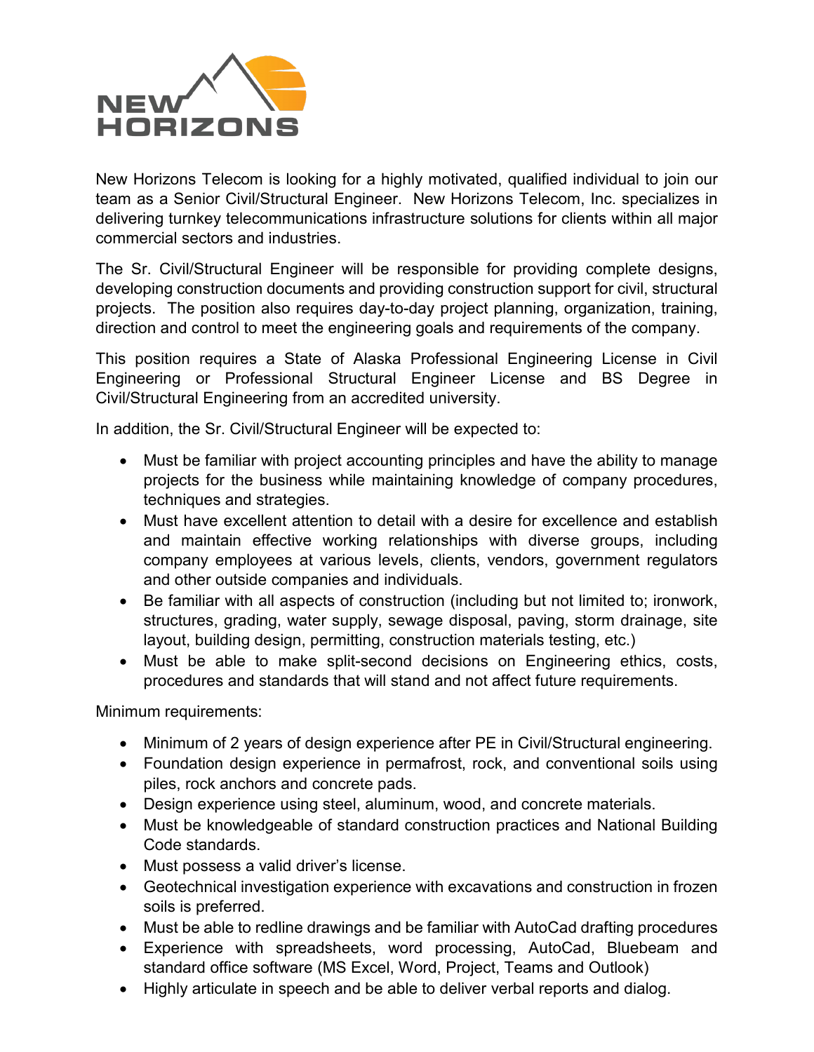NEW HORIZONS

New Horizons Telecom is looking for a highly motivated, qualified individual to join our team as a Senior Civil/Structural Engineer. New Horizons Telecom, Inc. specializes in delivering turnkey telecommunications infrastructure solutions for clients within all major commercial sectors and industries.

The Sr. Civil/Structural Engineer will be responsible for providing complete designs, developing construction documents and providing construction support for civil, structural projects. The position also requires day-to-day project planning, organization, training, direction and control to meet the engineering goals and requirements of the company.

This position requires a State of Alaska Professional Engineering License in Civil Engineering or Professional Structural Engineer License and BS Degree in Civil/Structural Engineering from an accredited university.

In addition, the Sr. Civil/Structural Engineer will be expected to:

- Must be familiar with project accounting principles and have the ability to manage projects for the business while maintaining knowledge of company procedures, techniques and strategies.
- Must have excellent attention to detail with a desire for excellence and establish and maintain effective working relationships with diverse groups, including company employees at various levels, clients, vendors, government regulators and other outside companies and individuals.
- Be familiar with all aspects of construction (including but not limited to; ironwork, structures, grading, water supply, sewage disposal, paving, storm drainage, site layout, building design, permitting, construction materials testing, etc.)
- Must be able to make split-second decisions on Engineering ethics, costs, procedures and standards that will stand and not affect future requirements.

Minimum requirements:

- Minimum of 2 years of design experience after PE in Civil/Structural engineering.
- Foundation design experience in permafrost, rock, and conventional soils using piles, rock anchors and concrete pads.
- Design experience using steel, aluminum, wood, and concrete materials.
- Must be knowledgeable of standard construction practices and National Building Code standards.
- Must possess a valid driver's license.
- Geotechnical investigation experience with excavations and construction in frozen soils is preferred.
- Must be able to redline drawings and be familiar with AutoCad drafting procedures
- Experience with spreadsheets, word processing, AutoCad, Bluebeam and standard office software (MS Excel, Word, Project, Teams and Outlook)
- Highly articulate in speech and be able to deliver verbal reports and dialog.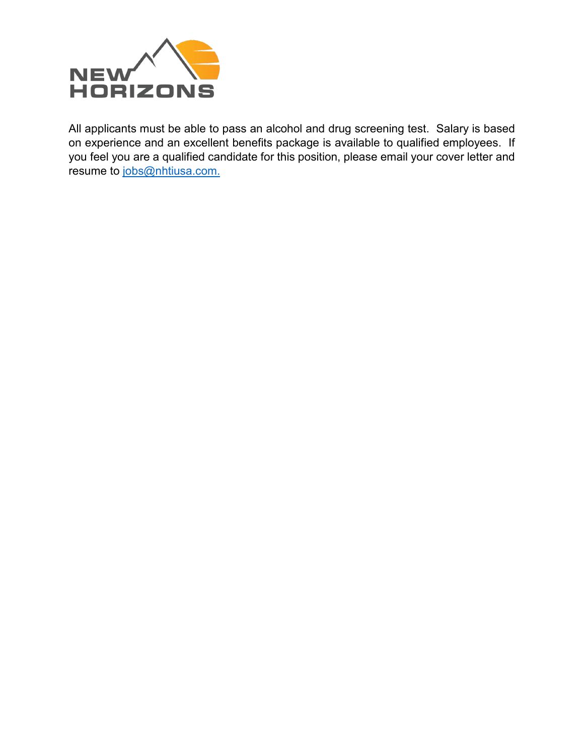All applicants must be able to pass an alcohol and drug screening test. Salary is based on experience and an excellent benefits package is available to qualified employees. If you feel you are a qualified candidate for this position, please email your cover letter and resume to jobs@nhtiusa.com.